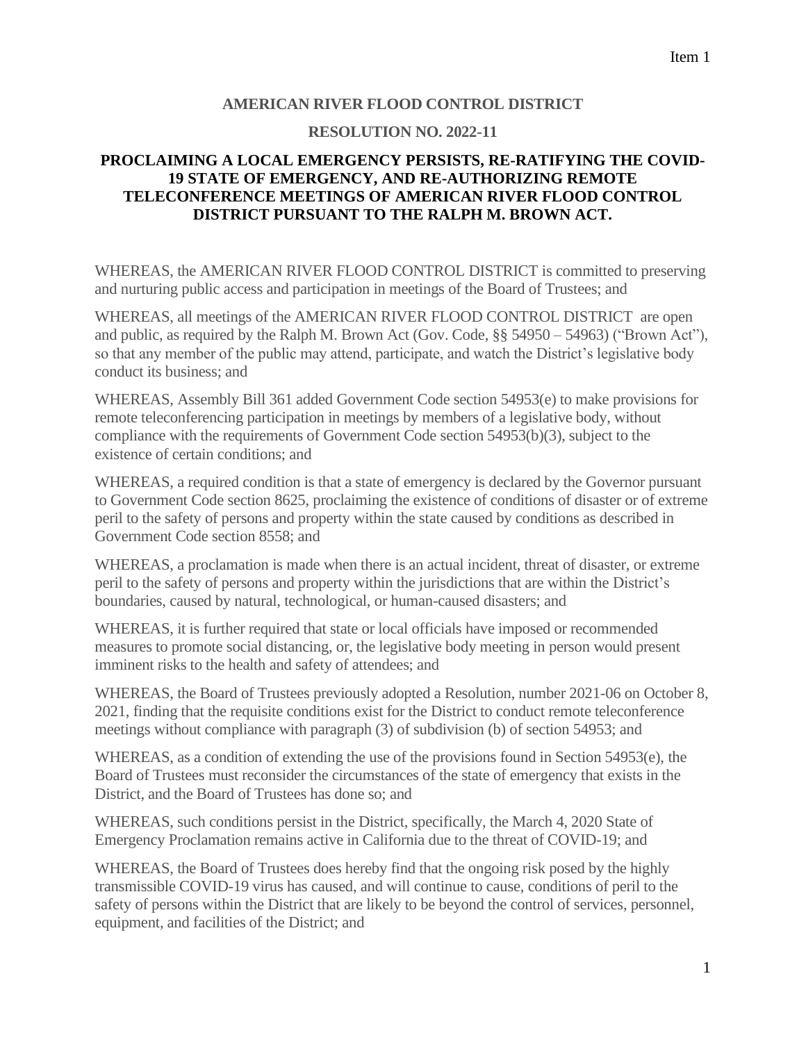Item 1

**AMERICAN RIVER FLOOD CONTROL DISTRICT**

**RESOLUTION NO. 2022-11**

**PROCLAIMING A LOCAL EMERGENCY PERSISTS, RE-RATIFYING THE COVID-19 STATE OF EMERGENCY, AND RE-AUTHORIZING REMOTE TELECONFERENCE MEETINGS OF AMERICAN RIVER FLOOD CONTROL DISTRICT PURSUANT TO THE RALPH M. BROWN ACT.**

WHEREAS, the AMERICAN RIVER FLOOD CONTROL DISTRICT is committed to preserving and nurturing public access and participation in meetings of the Board of Trustees; and

WHEREAS, all meetings of the AMERICAN RIVER FLOOD CONTROL DISTRICT are open and public, as required by the Ralph M. Brown Act (Gov. Code, §§ 54950 – 54963) ("Brown Act"), so that any member of the public may attend, participate, and watch the District's legislative body conduct its business; and

WHEREAS, Assembly Bill 361 added Government Code section 54953(e) to make provisions for remote teleconferencing participation in meetings by members of a legislative body, without compliance with the requirements of Government Code section 54953(b)(3), subject to the existence of certain conditions; and

WHEREAS, a required condition is that a state of emergency is declared by the Governor pursuant to Government Code section 8625, proclaiming the existence of conditions of disaster or of extreme peril to the safety of persons and property within the state caused by conditions as described in Government Code section 8558; and

WHEREAS, a proclamation is made when there is an actual incident, threat of disaster, or extreme peril to the safety of persons and property within the jurisdictions that are within the District's boundaries, caused by natural, technological, or human-caused disasters; and

WHEREAS, it is further required that state or local officials have imposed or recommended measures to promote social distancing, or, the legislative body meeting in person would present imminent risks to the health and safety of attendees; and

WHEREAS, the Board of Trustees previously adopted a Resolution, number 2021-06 on October 8, 2021, finding that the requisite conditions exist for the District to conduct remote teleconference meetings without compliance with paragraph (3) of subdivision (b) of section 54953; and

WHEREAS, as a condition of extending the use of the provisions found in Section 54953(e), the Board of Trustees must reconsider the circumstances of the state of emergency that exists in the District, and the Board of Trustees has done so; and

WHEREAS, such conditions persist in the District, specifically, the March 4, 2020 State of Emergency Proclamation remains active in California due to the threat of COVID-19; and

WHEREAS, the Board of Trustees does hereby find that the ongoing risk posed by the highly transmissible COVID-19 virus has caused, and will continue to cause, conditions of peril to the safety of persons within the District that are likely to be beyond the control of services, personnel, equipment, and facilities of the District; and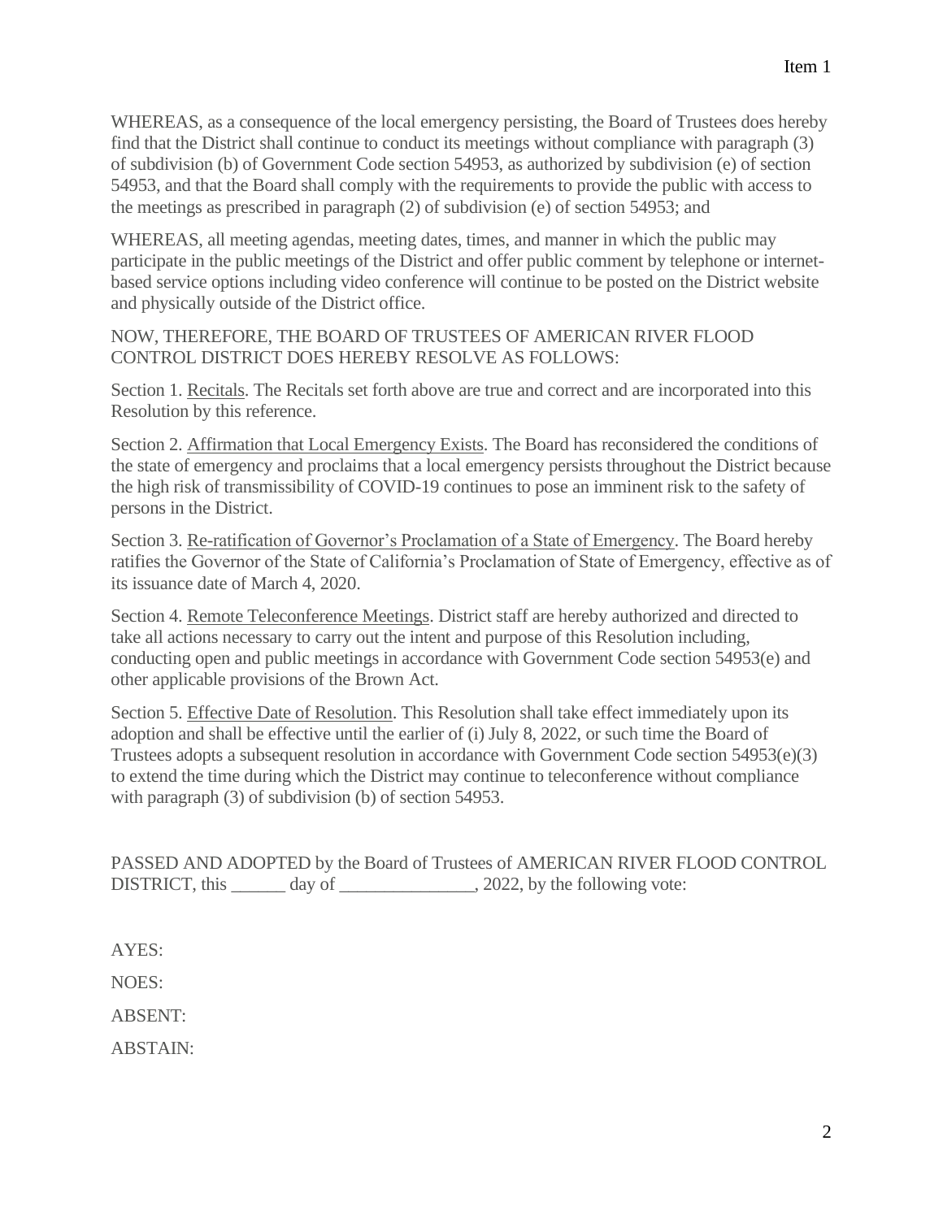WHEREAS, as a consequence of the local emergency persisting, the Board of Trustees does hereby find that the District shall continue to conduct its meetings without compliance with paragraph (3) of subdivision (b) of Government Code section 54953, as authorized by subdivision (e) of section 54953, and that the Board shall comply with the requirements to provide the public with access to the meetings as prescribed in paragraph (2) of subdivision (e) of section 54953; and

WHEREAS, all meeting agendas, meeting dates, times, and manner in which the public may participate in the public meetings of the District and offer public comment by telephone or internet-based service options including video conference will continue to be posted on the District website and physically outside of the District office.

NOW, THEREFORE, THE BOARD OF TRUSTEES OF AMERICAN RIVER FLOOD CONTROL DISTRICT DOES HEREBY RESOLVE AS FOLLOWS:

Section 1. <u>Recitals</u>. The Recitals set forth above are true and correct and are incorporated into this Resolution by this reference.

Section 2. <u>Affirmation that Local Emergency Exists</u>. The Board has reconsidered the conditions of the state of emergency and proclaims that a local emergency persists throughout the District because the high risk of transmissibility of COVID-19 continues to pose an imminent risk to the safety of persons in the District.

Section 3. <u>Re-ratification of Governor's Proclamation of a State of Emergency</u>. The Board hereby ratifies the Governor of the State of California's Proclamation of State of Emergency, effective as of its issuance date of March 4, 2020.

Section 4. <u>Remote Teleconference Meetings</u>. District staff are hereby authorized and directed to take all actions necessary to carry out the intent and purpose of this Resolution including, conducting open and public meetings in accordance with Government Code section 54953(e) and other applicable provisions of the Brown Act.

Section 5. <u>Effective Date of Resolution</u>. This Resolution shall take effect immediately upon its adoption and shall be effective until the earlier of (i) July 8, 2022, or such time the Board of Trustees adopts a subsequent resolution in accordance with Government Code section 54953(e)(3) to extend the time during which the District may continue to teleconference without compliance with paragraph (3) of subdivision (b) of section 54953.

PASSED AND ADOPTED by the Board of Trustees of AMERICAN RIVER FLOOD CONTROL DISTRICT, this ______ day of _______________, 2022, by the following vote:

AYES:

NOES:

ABSENT:

ABSTAIN: